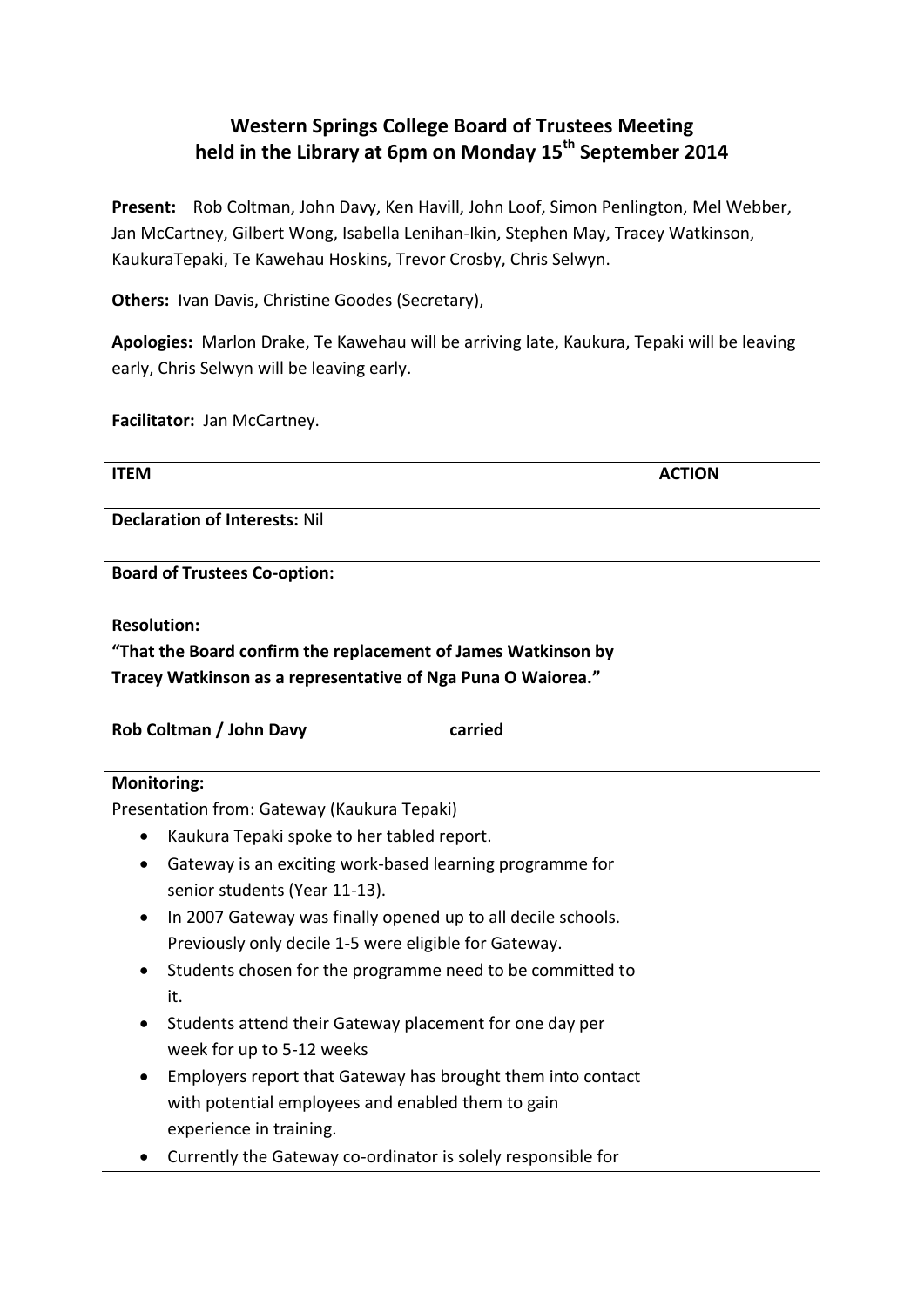# Western Springs College Board of Trustees Meeting held in the Library at 6pm on Monday 15th September 2014

**Present:** Rob Coltman, John Davy, Ken Havill, John Loof, Simon Penlington, Mel Webber, Jan McCartney, Gilbert Wong, Isabella Lenihan-Ikin, Stephen May, Tracey Watkinson, KaukuraTepaki, Te Kawehau Hoskins, Trevor Crosby, Chris Selwyn.

**Others:** Ivan Davis, Christine Goodes (Secretary),

**Apologies:** Marlon Drake, Te Kawehau will be arriving late, Kaukura, Tepaki will be leaving early, Chris Selwyn will be leaving early.

**Facilitator:** Jan McCartney.

| ITEM | ACTION |
| --- | --- |
| **Declaration of Interests:** Nil | |
| **Board of Trustees Co-option:**<br><br>**Resolution:**<br>**"That the Board confirm the replacement of James Watkinson by Tracey Watkinson as a representative of Nga Puna O Waiorea."**<br><br>**Rob Coltman / John Davy** **carried** | |
| **Monitoring:**<br>Presentation from: Gateway (Kaukura Tepaki)<br>• Kaukura Tepaki spoke to her tabled report.<br>• Gateway is an exciting work-based learning programme for senior students (Year 11-13).<br>• In 2007 Gateway was finally opened up to all decile schools. Previously only decile 1-5 were eligible for Gateway.<br>• Students chosen for the programme need to be committed to it.<br>• Students attend their Gateway placement for one day per week for up to 5-12 weeks<br>• Employers report that Gateway has brought them into contact with potential employees and enabled them to gain experience in training.<br>• Currently the Gateway co-ordinator is solely responsible for | |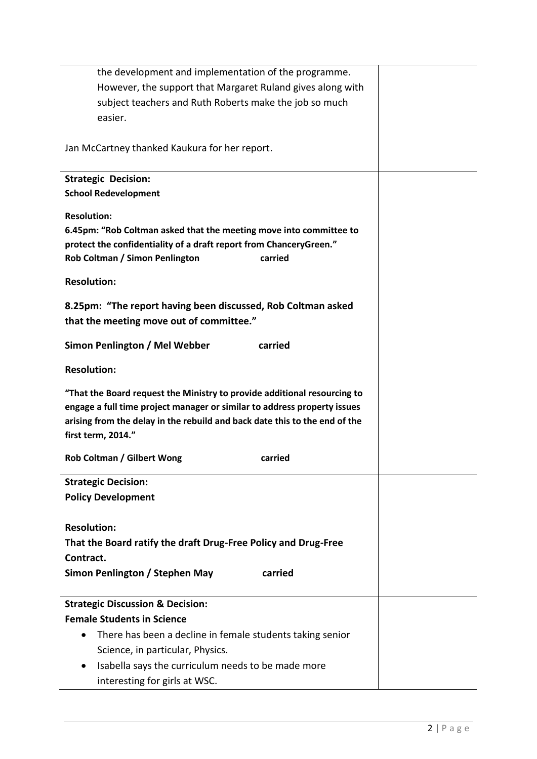the development and implementation of the programme. However, the support that Margaret Ruland gives along with subject teachers and Ruth Roberts make the job so much easier.

Jan McCartney thanked Kaukura for her report.

**Strategic Decision:**
**School Redevelopment**

**Resolution:**
**6.45pm: "Rob Coltman asked that the meeting move into committee to protect the confidentiality of a draft report from ChanceryGreen."**
**Rob Coltman / Simon Penlington carried**

**Resolution:**

**8.25pm: "The report having been discussed, Rob Coltman asked that the meeting move out of committee."**

**Simon Penlington / Mel Webber carried**

**Resolution:**

**"That the Board request the Ministry to provide additional resourcing to engage a full time project manager or similar to address property issues arising from the delay in the rebuild and back date this to the end of the first term, 2014."**

**Rob Coltman / Gilbert Wong carried**

**Strategic Decision:**
**Policy Development**

**Resolution:**
**That the Board ratify the draft Drug-Free Policy and Drug-Free Contract.**
**Simon Penlington / Stephen May carried**

**Strategic Discussion & Decision:**
**Female Students in Science**

- There has been a decline in female students taking senior Science, in particular, Physics.
- Isabella says the curriculum needs to be made more interesting for girls at WSC.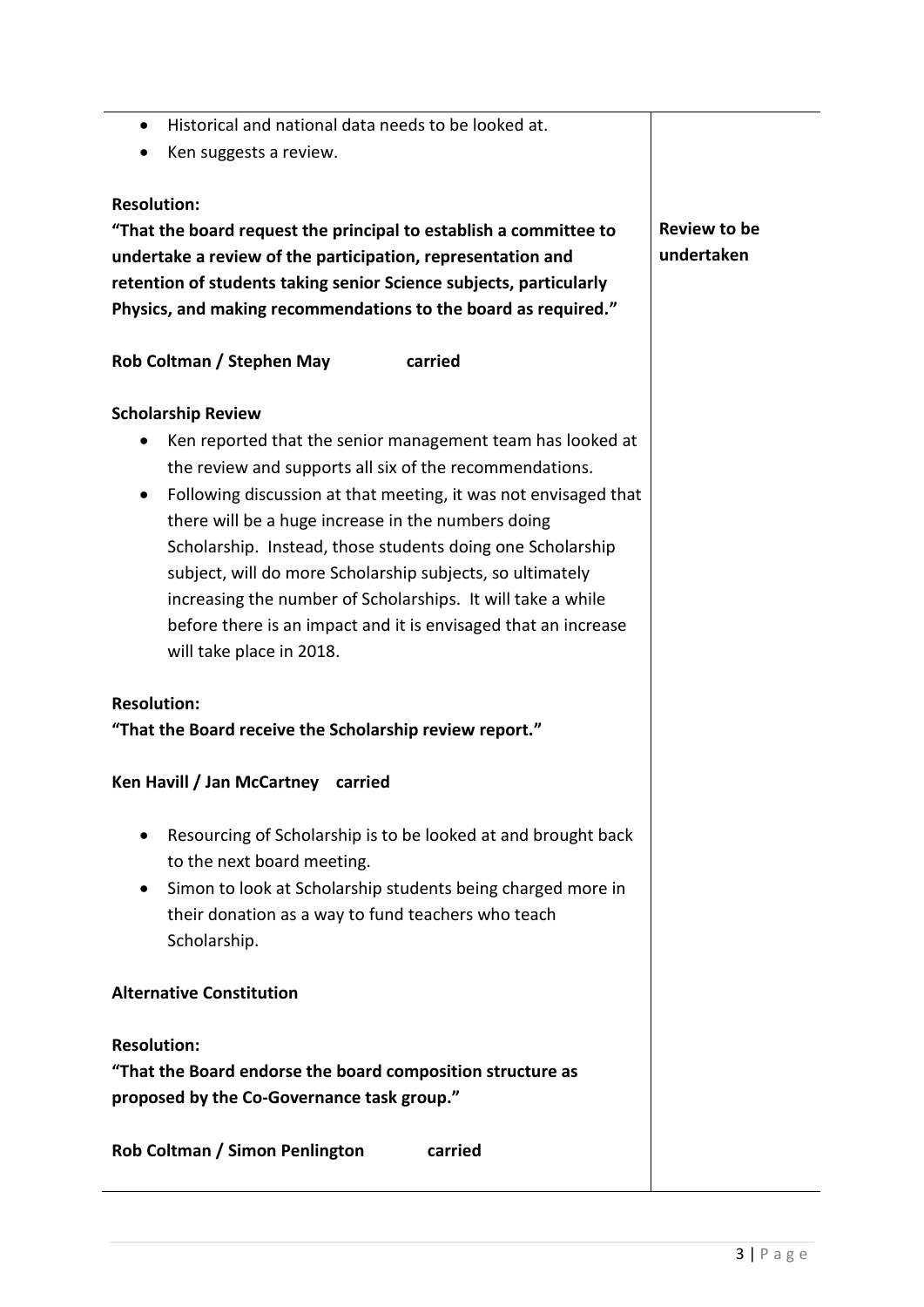| | |
|---|---|
| • Historical and national data needs to be looked at.<br>• Ken suggests a review.<br><br>**Resolution:**<br>**"That the board request the principal to establish a committee to undertake a review of the participation, representation and retention of students taking senior Science subjects, particularly Physics, and making recommendations to the board as required."**<br><br>**Rob Coltman / Stephen May carried**<br><br>**Scholarship Review**<br>• Ken reported that the senior management team has looked at the review and supports all six of the recommendations.<br>• Following discussion at that meeting, it was not envisaged that there will be a huge increase in the numbers doing Scholarship. Instead, those students doing one Scholarship subject, will do more Scholarship subjects, so ultimately increasing the number of Scholarships. It will take a while before there is an impact and it is envisaged that an increase will take place in 2018.<br><br>**Resolution:**<br>**"That the Board receive the Scholarship review report."**<br><br>**Ken Havill / Jan McCartney carried**<br><br>• Resourcing of Scholarship is to be looked at and brought back to the next board meeting.<br>• Simon to look at Scholarship students being charged more in their donation as a way to fund teachers who teach Scholarship.<br><br>**Alternative Constitution**<br><br>**Resolution:**<br>**"That the Board endorse the board composition structure as proposed by the Co-Governance task group."**<br><br>**Rob Coltman / Simon Penlington carried** | **Review to be undertaken** |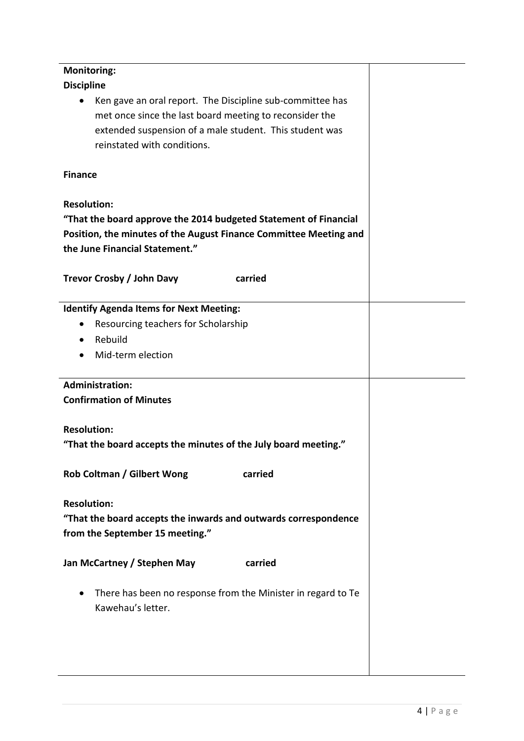**Monitoring:**
**Discipline**

- Ken gave an oral report. The Discipline sub-committee has met once since the last board meeting to reconsider the extended suspension of a male student. This student was reinstated with conditions.

**Finance**

**Resolution:**
**"That the board approve the 2014 budgeted Statement of Financial Position, the minutes of the August Finance Committee Meeting and the June Financial Statement."**

**Trevor Crosby / John Davy carried**

**Identify Agenda Items for Next Meeting:**

- Resourcing teachers for Scholarship
- Rebuild
- Mid-term election

**Administration:**
**Confirmation of Minutes**

**Resolution:**
**"That the board accepts the minutes of the July board meeting."**

**Rob Coltman / Gilbert Wong carried**

**Resolution:**
**"That the board accepts the inwards and outwards correspondence from the September 15 meeting."**

**Jan McCartney / Stephen May carried**

- There has been no response from the Minister in regard to Te Kawehau's letter.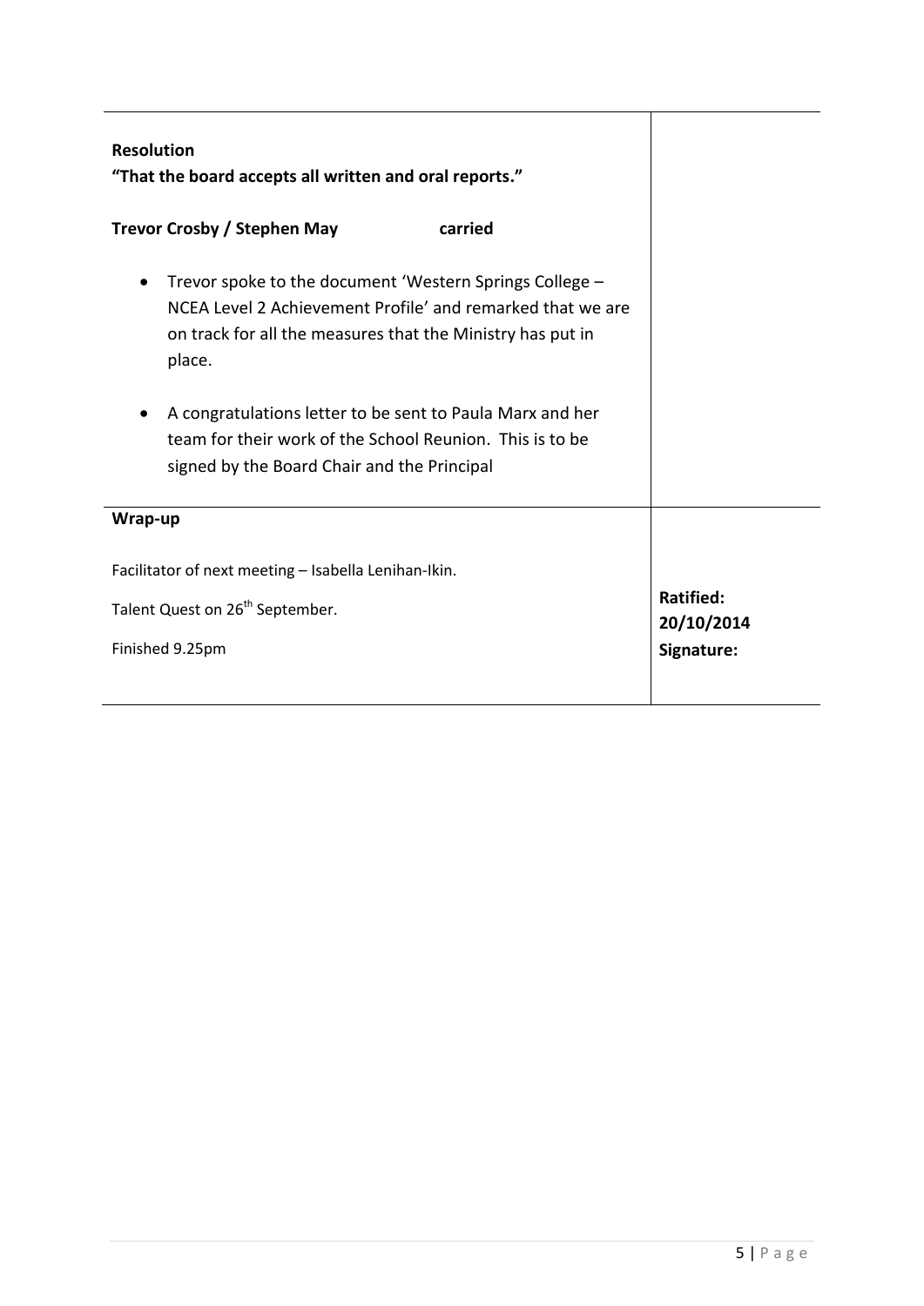| | |
|---|---|
| **Resolution**<br>**"That the board accepts all written and oral reports."**<br><br>**Trevor Crosby / Stephen May carried**<br><br>• Trevor spoke to the document 'Western Springs College – NCEA Level 2 Achievement Profile' and remarked that we are on track for all the measures that the Ministry has put in place.<br><br>• A congratulations letter to be sent to Paula Marx and her team for their work of the School Reunion. This is to be signed by the Board Chair and the Principal | |
| **Wrap-up**<br><br>Facilitator of next meeting – Isabella Lenihan-Ikin.<br><br>Talent Quest on 26th September.<br><br>Finished 9.25pm | **Ratified: 20/10/2014**<br>**Signature:** |